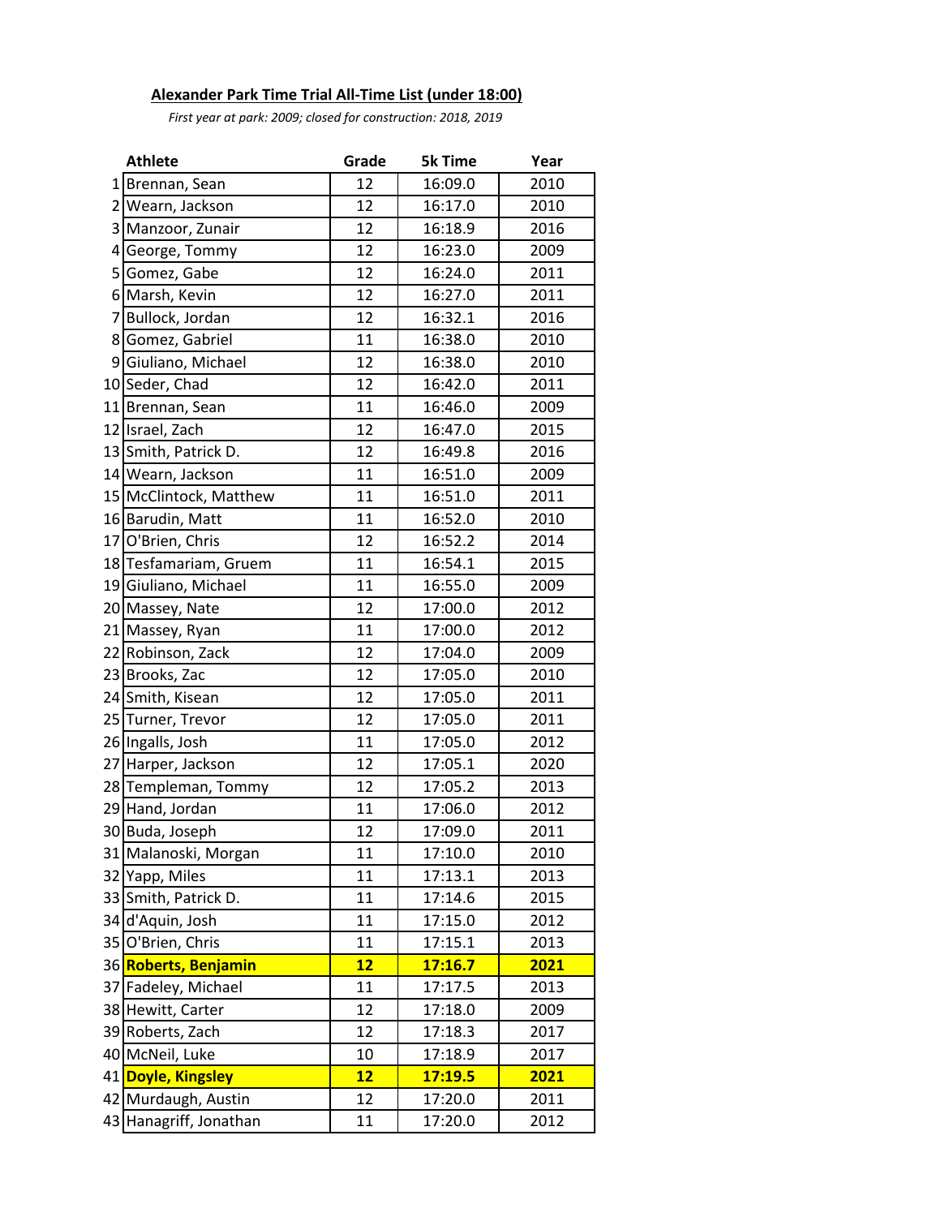**Alexander Park Time Trial All-Time List (under 18:00)**

*First year at park: 2009; closed for construction: 2018, 2019*

| | Athlete | Grade | 5k Time | Year |
|---|---|---|---|---|
| 1 | Brennan, Sean | 12 | 16:09.0 | 2010 |
| 2 | Wearn, Jackson | 12 | 16:17.0 | 2010 |
| 3 | Manzoor, Zunair | 12 | 16:18.9 | 2016 |
| 4 | George, Tommy | 12 | 16:23.0 | 2009 |
| 5 | Gomez, Gabe | 12 | 16:24.0 | 2011 |
| 6 | Marsh, Kevin | 12 | 16:27.0 | 2011 |
| 7 | Bullock, Jordan | 12 | 16:32.1 | 2016 |
| 8 | Gomez, Gabriel | 11 | 16:38.0 | 2010 |
| 9 | Giuliano, Michael | 12 | 16:38.0 | 2010 |
| 10 | Seder, Chad | 12 | 16:42.0 | 2011 |
| 11 | Brennan, Sean | 11 | 16:46.0 | 2009 |
| 12 | Israel, Zach | 12 | 16:47.0 | 2015 |
| 13 | Smith, Patrick D. | 12 | 16:49.8 | 2016 |
| 14 | Wearn, Jackson | 11 | 16:51.0 | 2009 |
| 15 | McClintock, Matthew | 11 | 16:51.0 | 2011 |
| 16 | Barudin, Matt | 11 | 16:52.0 | 2010 |
| 17 | O'Brien, Chris | 12 | 16:52.2 | 2014 |
| 18 | Tesfamariam, Gruem | 11 | 16:54.1 | 2015 |
| 19 | Giuliano, Michael | 11 | 16:55.0 | 2009 |
| 20 | Massey, Nate | 12 | 17:00.0 | 2012 |
| 21 | Massey, Ryan | 11 | 17:00.0 | 2012 |
| 22 | Robinson, Zack | 12 | 17:04.0 | 2009 |
| 23 | Brooks, Zac | 12 | 17:05.0 | 2010 |
| 24 | Smith, Kisean | 12 | 17:05.0 | 2011 |
| 25 | Turner, Trevor | 12 | 17:05.0 | 2011 |
| 26 | Ingalls, Josh | 11 | 17:05.0 | 2012 |
| 27 | Harper, Jackson | 12 | 17:05.1 | 2020 |
| 28 | Templeman, Tommy | 12 | 17:05.2 | 2013 |
| 29 | Hand, Jordan | 11 | 17:06.0 | 2012 |
| 30 | Buda, Joseph | 12 | 17:09.0 | 2011 |
| 31 | Malanoski, Morgan | 11 | 17:10.0 | 2010 |
| 32 | Yapp, Miles | 11 | 17:13.1 | 2013 |
| 33 | Smith, Patrick D. | 11 | 17:14.6 | 2015 |
| 34 | d'Aquin, Josh | 11 | 17:15.0 | 2012 |
| 35 | O'Brien, Chris | 11 | 17:15.1 | 2013 |
| 36 | **Roberts, Benjamin** | **12** | **17:16.7** | **2021** |
| 37 | Fadeley, Michael | 11 | 17:17.5 | 2013 |
| 38 | Hewitt, Carter | 12 | 17:18.0 | 2009 |
| 39 | Roberts, Zach | 12 | 17:18.3 | 2017 |
| 40 | McNeil, Luke | 10 | 17:18.9 | 2017 |
| 41 | **Doyle, Kingsley** | **12** | **17:19.5** | **2021** |
| 42 | Murdaugh, Austin | 12 | 17:20.0 | 2011 |
| 43 | Hanagriff, Jonathan | 11 | 17:20.0 | 2012 |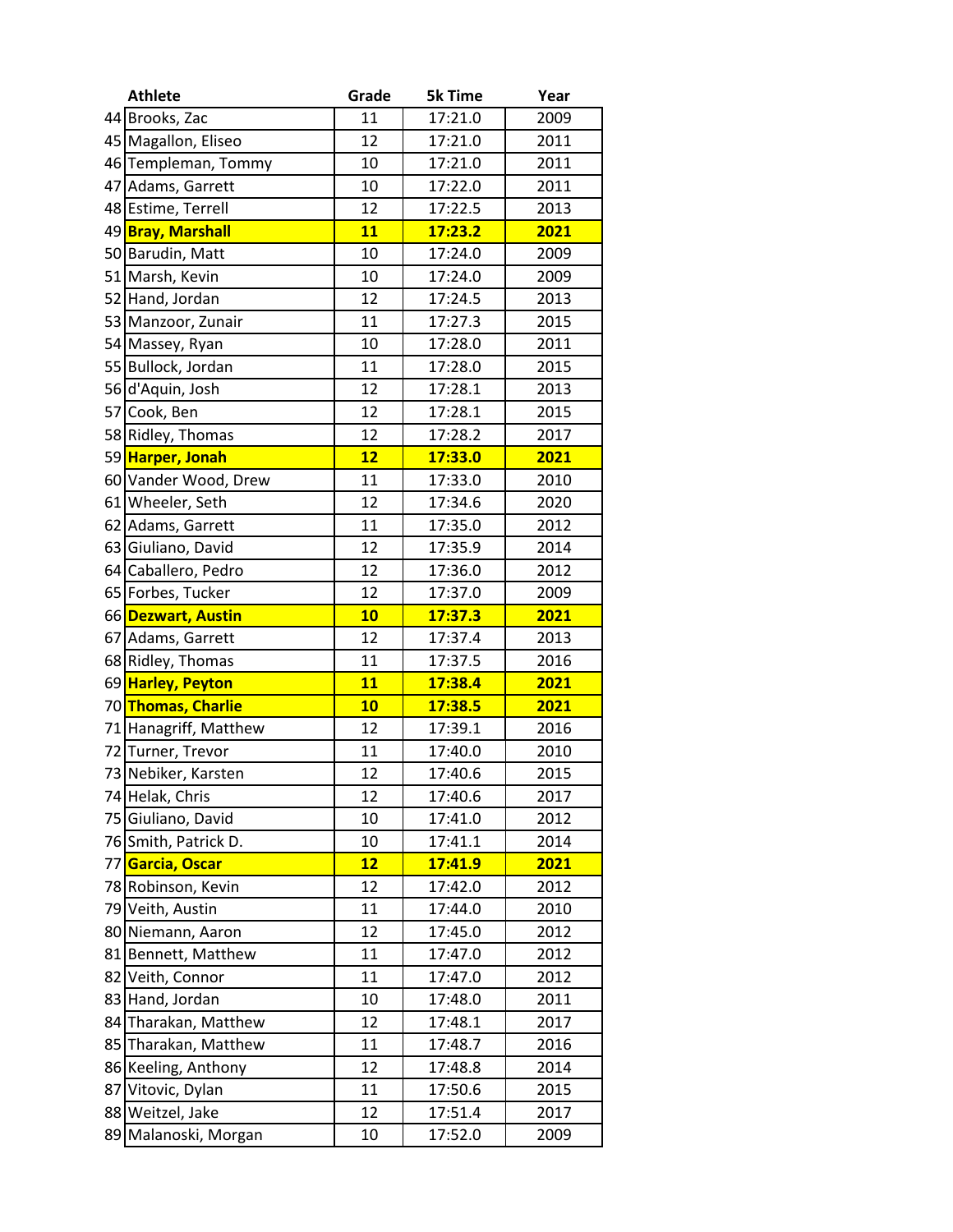| | Athlete | Grade | 5k Time | Year |
|---|---|---|---|---|
| 44 | Brooks, Zac | 11 | 17:21.0 | 2009 |
| 45 | Magallon, Eliseo | 12 | 17:21.0 | 2011 |
| 46 | Templeman, Tommy | 10 | 17:21.0 | 2011 |
| 47 | Adams, Garrett | 10 | 17:22.0 | 2011 |
| 48 | Estime, Terrell | 12 | 17:22.5 | 2013 |
| 49 | **Bray, Marshall** | **11** | **17:23.2** | **2021** |
| 50 | Barudin, Matt | 10 | 17:24.0 | 2009 |
| 51 | Marsh, Kevin | 10 | 17:24.0 | 2009 |
| 52 | Hand, Jordan | 12 | 17:24.5 | 2013 |
| 53 | Manzoor, Zunair | 11 | 17:27.3 | 2015 |
| 54 | Massey, Ryan | 10 | 17:28.0 | 2011 |
| 55 | Bullock, Jordan | 11 | 17:28.0 | 2015 |
| 56 | d'Aquin, Josh | 12 | 17:28.1 | 2013 |
| 57 | Cook, Ben | 12 | 17:28.1 | 2015 |
| 58 | Ridley, Thomas | 12 | 17:28.2 | 2017 |
| 59 | **Harper, Jonah** | **12** | **17:33.0** | **2021** |
| 60 | Vander Wood, Drew | 11 | 17:33.0 | 2010 |
| 61 | Wheeler, Seth | 12 | 17:34.6 | 2020 |
| 62 | Adams, Garrett | 11 | 17:35.0 | 2012 |
| 63 | Giuliano, David | 12 | 17:35.9 | 2014 |
| 64 | Caballero, Pedro | 12 | 17:36.0 | 2012 |
| 65 | Forbes, Tucker | 12 | 17:37.0 | 2009 |
| 66 | **Dezwart, Austin** | **10** | **17:37.3** | **2021** |
| 67 | Adams, Garrett | 12 | 17:37.4 | 2013 |
| 68 | Ridley, Thomas | 11 | 17:37.5 | 2016 |
| 69 | **Harley, Peyton** | **11** | **17:38.4** | **2021** |
| 70 | **Thomas, Charlie** | **10** | **17:38.5** | **2021** |
| 71 | Hanagriff, Matthew | 12 | 17:39.1 | 2016 |
| 72 | Turner, Trevor | 11 | 17:40.0 | 2010 |
| 73 | Nebiker, Karsten | 12 | 17:40.6 | 2015 |
| 74 | Helak, Chris | 12 | 17:40.6 | 2017 |
| 75 | Giuliano, David | 10 | 17:41.0 | 2012 |
| 76 | Smith, Patrick D. | 10 | 17:41.1 | 2014 |
| 77 | **Garcia, Oscar** | **12** | **17:41.9** | **2021** |
| 78 | Robinson, Kevin | 12 | 17:42.0 | 2012 |
| 79 | Veith, Austin | 11 | 17:44.0 | 2010 |
| 80 | Niemann, Aaron | 12 | 17:45.0 | 2012 |
| 81 | Bennett, Matthew | 11 | 17:47.0 | 2012 |
| 82 | Veith, Connor | 11 | 17:47.0 | 2012 |
| 83 | Hand, Jordan | 10 | 17:48.0 | 2011 |
| 84 | Tharakan, Matthew | 12 | 17:48.1 | 2017 |
| 85 | Tharakan, Matthew | 11 | 17:48.7 | 2016 |
| 86 | Keeling, Anthony | 12 | 17:48.8 | 2014 |
| 87 | Vitovic, Dylan | 11 | 17:50.6 | 2015 |
| 88 | Weitzel, Jake | 12 | 17:51.4 | 2017 |
| 89 | Malanoski, Morgan | 10 | 17:52.0 | 2009 |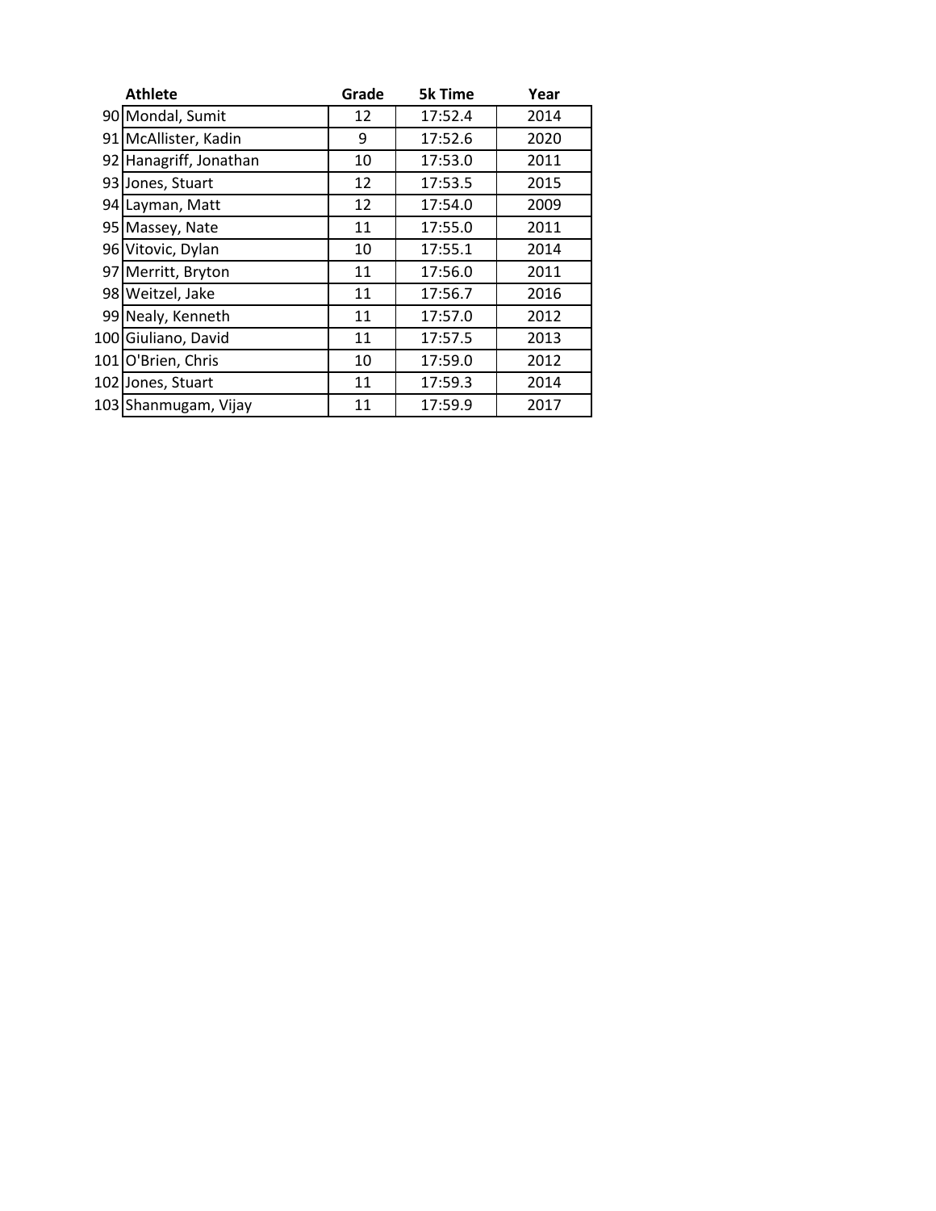| | Athlete | Grade | 5k Time | Year |
|---|---|---|---|---|
| 90 | Mondal, Sumit | 12 | 17:52.4 | 2014 |
| 91 | McAllister, Kadin | 9 | 17:52.6 | 2020 |
| 92 | Hanagriff, Jonathan | 10 | 17:53.0 | 2011 |
| 93 | Jones, Stuart | 12 | 17:53.5 | 2015 |
| 94 | Layman, Matt | 12 | 17:54.0 | 2009 |
| 95 | Massey, Nate | 11 | 17:55.0 | 2011 |
| 96 | Vitovic, Dylan | 10 | 17:55.1 | 2014 |
| 97 | Merritt, Bryton | 11 | 17:56.0 | 2011 |
| 98 | Weitzel, Jake | 11 | 17:56.7 | 2016 |
| 99 | Nealy, Kenneth | 11 | 17:57.0 | 2012 |
| 100 | Giuliano, David | 11 | 17:57.5 | 2013 |
| 101 | O'Brien, Chris | 10 | 17:59.0 | 2012 |
| 102 | Jones, Stuart | 11 | 17:59.3 | 2014 |
| 103 | Shanmugam, Vijay | 11 | 17:59.9 | 2017 |